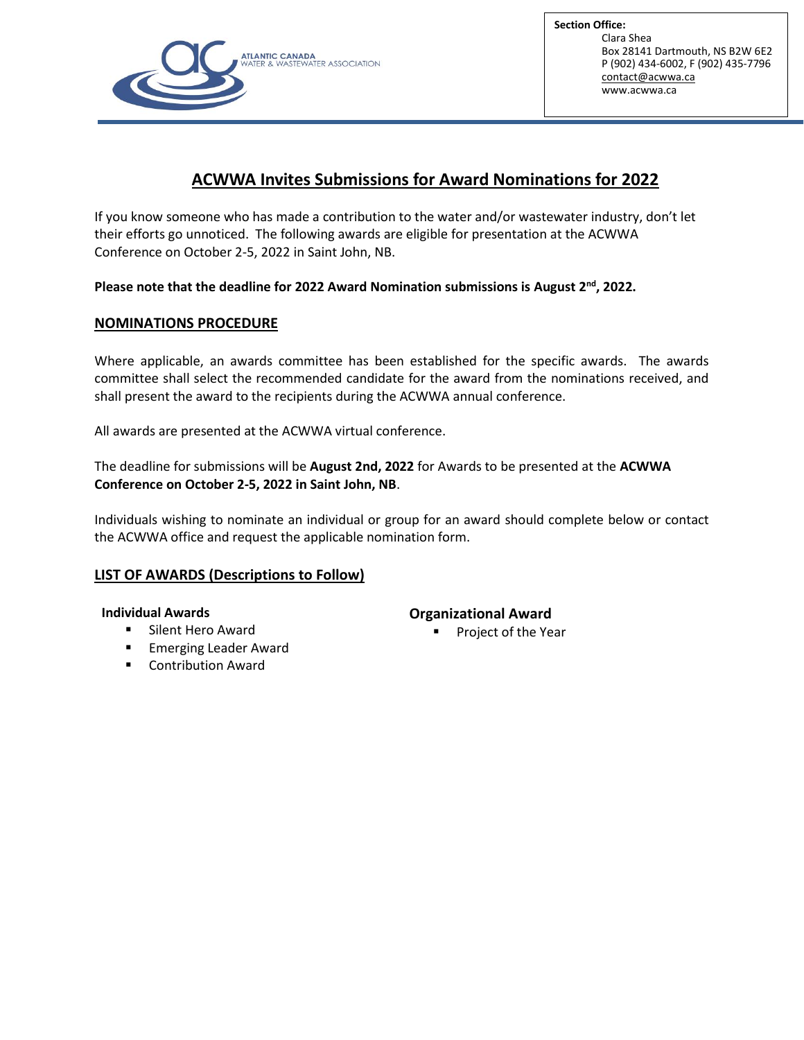ATLANTIC CANADA
WATER & WASTEWATER ASSOCIATION

**Section Office:**
Clara Shea
Box 28141 Dartmouth, NS B2W 6E2
P (902) 434-6002, F (902) 435-7796
contact@acwwa.ca
www.acwwa.ca

# ACWWA Invites Submissions for Award Nominations for 2022

If you know someone who has made a contribution to the water and/or wastewater industry, don't let their efforts go unnoticed. The following awards are eligible for presentation at the ACWWA Conference on October 2-5, 2022 in Saint John, NB.

**Please note that the deadline for 2022 Award Nomination submissions is August 2nd, 2022.**

## NOMINATIONS PROCEDURE

Where applicable, an awards committee has been established for the specific awards. The awards committee shall select the recommended candidate for the award from the nominations received, and shall present the award to the recipients during the ACWWA annual conference.

All awards are presented at the ACWWA virtual conference.

The deadline for submissions will be **August 2nd, 2022** for Awards to be presented at the **ACWWA Conference on October 2-5, 2022 in Saint John, NB**.

Individuals wishing to nominate an individual or group for an award should complete below or contact the ACWWA office and request the applicable nomination form.

## LIST OF AWARDS (Descriptions to Follow)

**Individual Awards**

- Silent Hero Award
- Emerging Leader Award
- Contribution Award

**Organizational Award**

- Project of the Year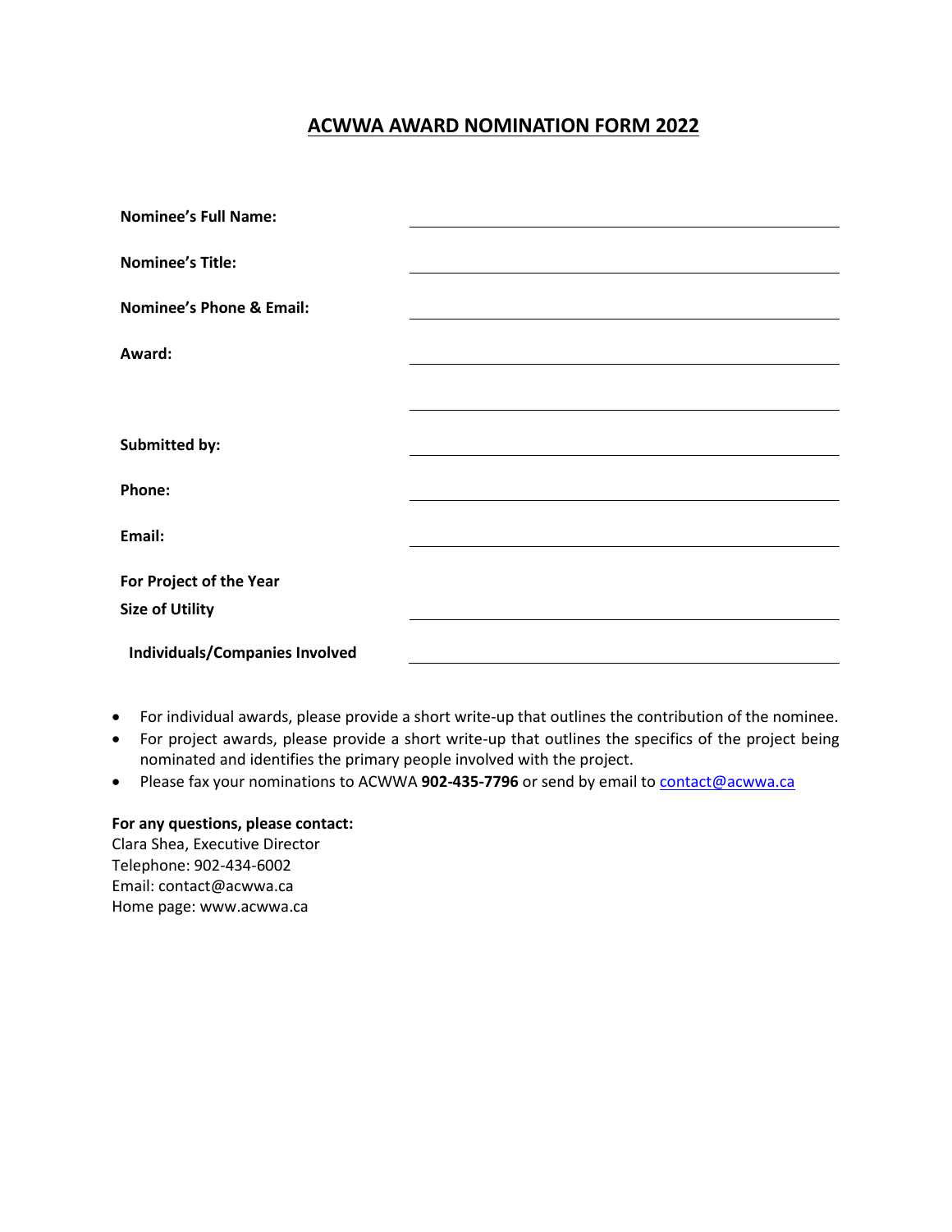# ACWWA AWARD NOMINATION FORM 2022

**Nominee's Full Name:** ______________________________

**Nominee's Title:** ______________________________

**Nominee's Phone & Email:** ______________________________

**Award:** ______________________________

______________________________

**Submitted by:** ______________________________

**Phone:** ______________________________

**Email:** ______________________________

**For Project of the Year**

**Size of Utility** ______________________________

**Individuals/Companies Involved** ______________________________

- For individual awards, please provide a short write-up that outlines the contribution of the nominee.
- For project awards, please provide a short write-up that outlines the specifics of the project being nominated and identifies the primary people involved with the project.
- Please fax your nominations to ACWWA **902-435-7796** or send by email to contact@acwwa.ca

**For any questions, please contact:**
Clara Shea, Executive Director
Telephone: 902-434-6002
Email: contact@acwwa.ca
Home page: www.acwwa.ca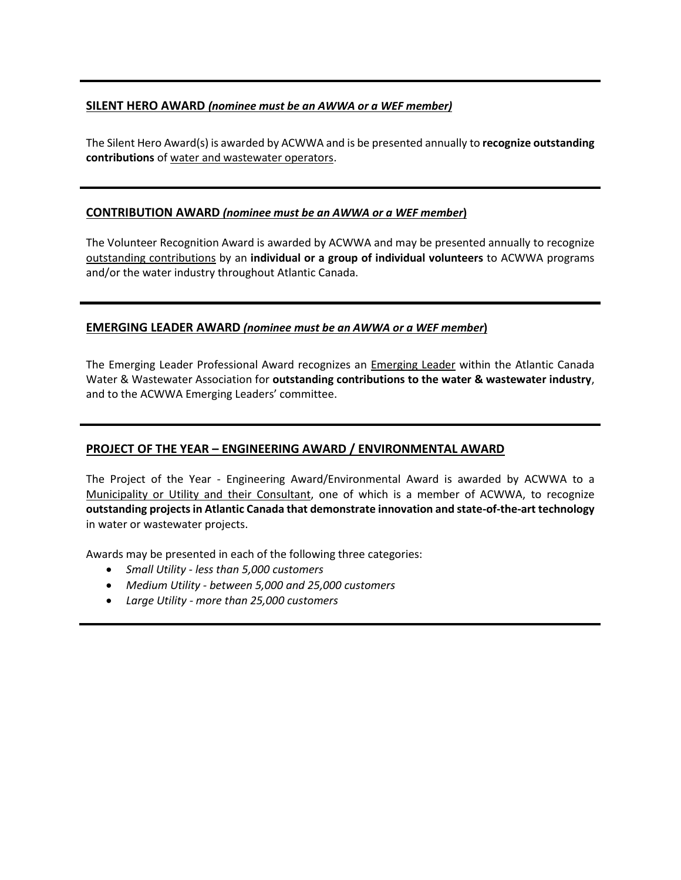---

### SILENT HERO AWARD *(nominee must be an AWWA or a WEF member)*

The Silent Hero Award(s) is awarded by ACWWA and is be presented annually to **recognize outstanding contributions** of water and wastewater operators.

---

### CONTRIBUTION AWARD *(nominee must be an AWWA or a WEF member)*

The Volunteer Recognition Award is awarded by ACWWA and may be presented annually to recognize outstanding contributions by an **individual or a group of individual volunteers** to ACWWA programs and/or the water industry throughout Atlantic Canada.

---

### EMERGING LEADER AWARD *(nominee must be an AWWA or a WEF member)*

The Emerging Leader Professional Award recognizes an Emerging Leader within the Atlantic Canada Water & Wastewater Association for **outstanding contributions to the water & wastewater industry**, and to the ACWWA Emerging Leaders' committee.

---

### PROJECT OF THE YEAR – ENGINEERING AWARD / ENVIRONMENTAL AWARD

The Project of the Year - Engineering Award/Environmental Award is awarded by ACWWA to a Municipality or Utility and their Consultant, one of which is a member of ACWWA, to recognize **outstanding projects in Atlantic Canada that demonstrate innovation and state-of-the-art technology** in water or wastewater projects.

Awards may be presented in each of the following three categories:

- *Small Utility - less than 5,000 customers*
- *Medium Utility - between 5,000 and 25,000 customers*
- *Large Utility - more than 25,000 customers*

---